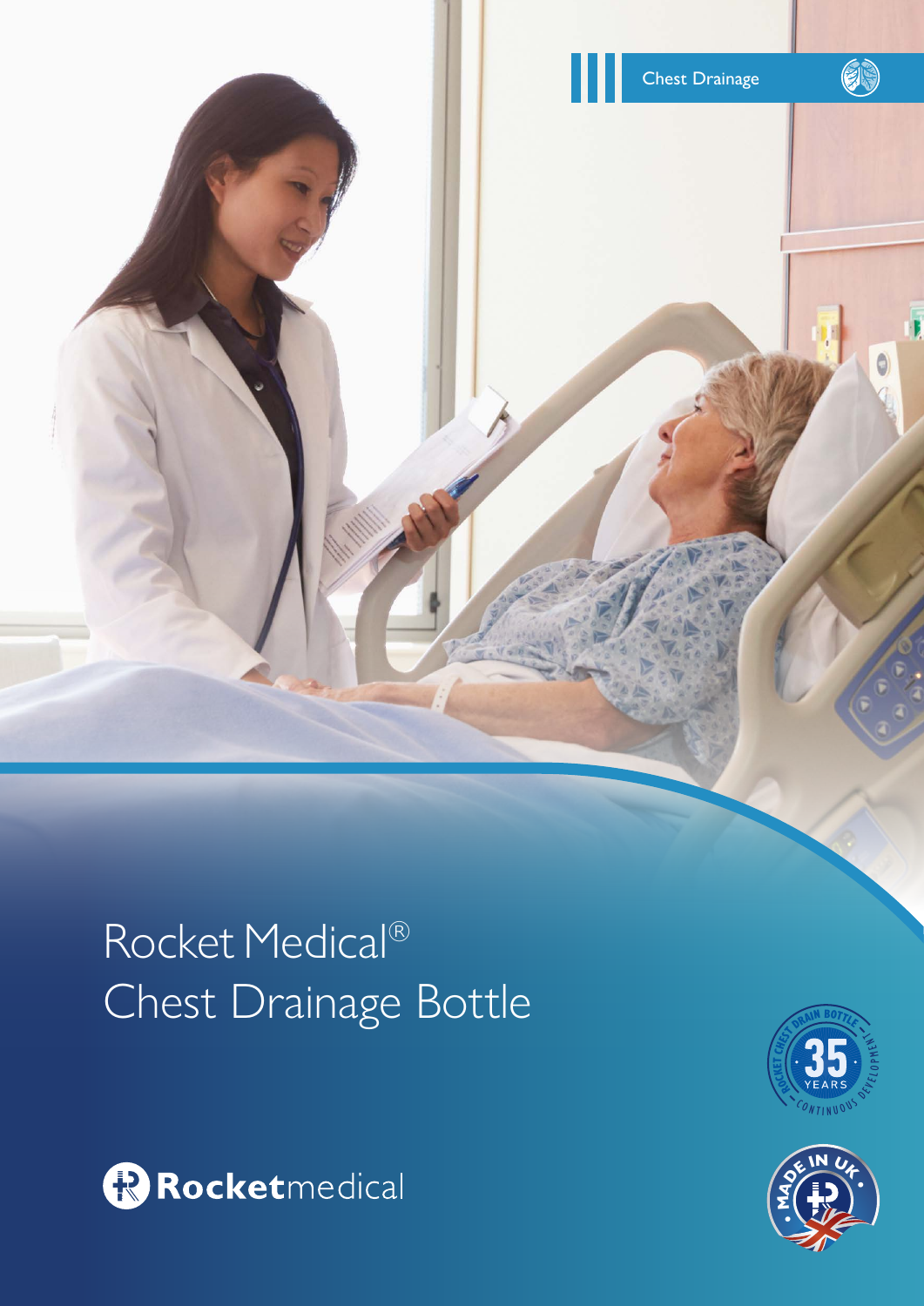Chest Drainage

# Rocket Medical®
# Chest Drainage Bottle

Rocketmedical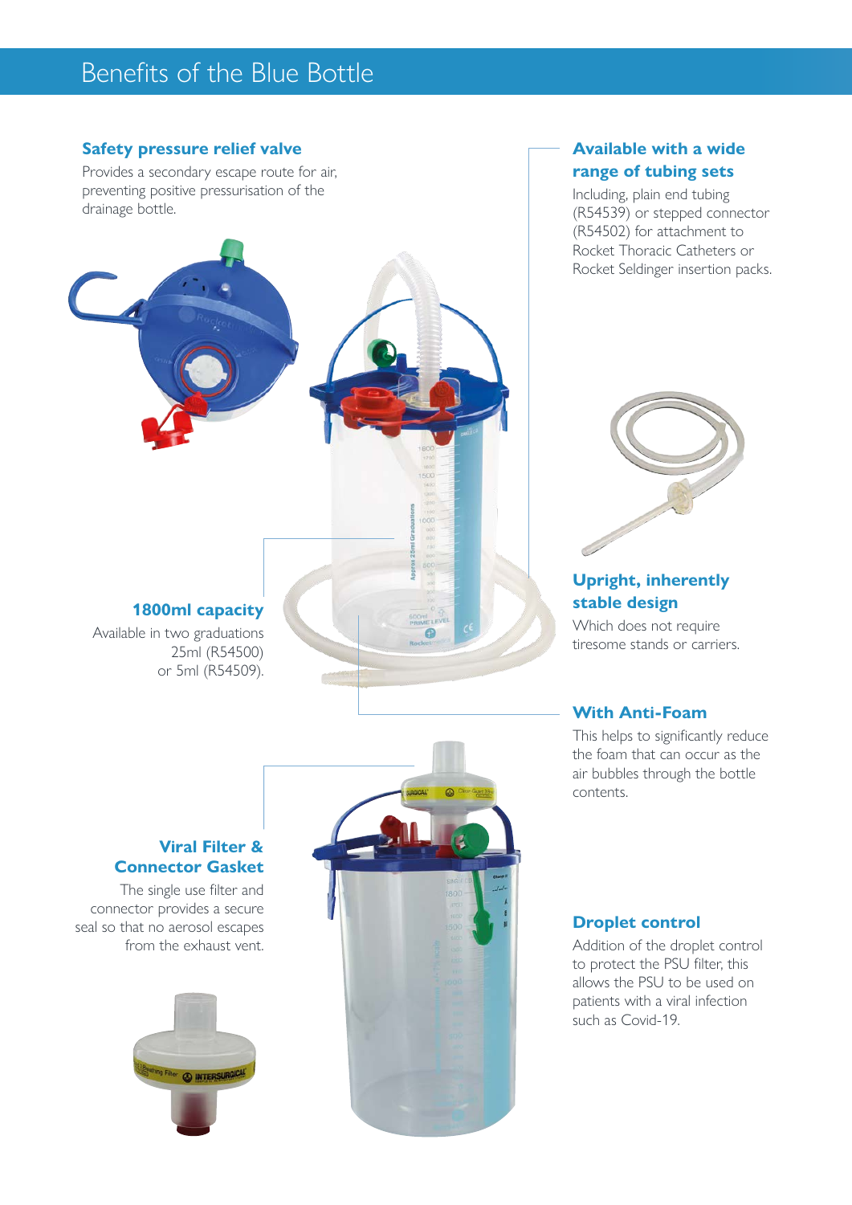# Benefits of the Blue Bottle

### Safety pressure relief valve

Provides a secondary escape route for air, preventing positive pressurisation of the drainage bottle.

### Available with a wide range of tubing sets

Including, plain end tubing (R54539) or stepped connector (R54502) for attachment to Rocket Thoracic Catheters or Rocket Seldinger insertion packs.

### 1800ml capacity

Available in two graduations 25ml (R54500) or 5ml (R54509).

### Upright, inherently stable design

Which does not require tiresome stands or carriers.

### With Anti-Foam

This helps to significantly reduce the foam that can occur as the air bubbles through the bottle contents.

### Viral Filter & Connector Gasket

The single use filter and connector provides a secure seal so that no aerosol escapes from the exhaust vent.

### Droplet control

Addition of the droplet control to protect the PSU filter, this allows the PSU to be used on patients with a viral infection such as Covid-19.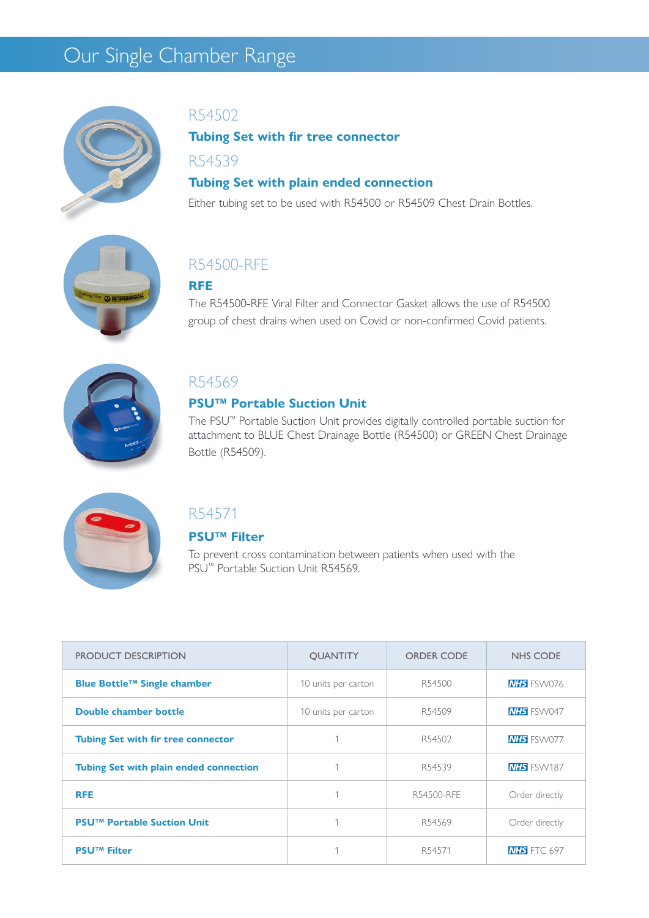## Our Single Chamber Range

### R54502

**Tubing Set with fir tree connector**

### R54539

**Tubing Set with plain ended connection**

Either tubing set to be used with R54500 or R54509 Chest Drain Bottles.

### R54500-RFE

**RFE**

The R54500-RFE Viral Filter and Connector Gasket allows the use of R54500 group of chest drains when used on Covid or non-confirmed Covid patients.

### R54569

**PSU™ Portable Suction Unit**

The PSU™ Portable Suction Unit provides digitally controlled portable suction for attachment to BLUE Chest Drainage Bottle (R54500) or GREEN Chest Drainage Bottle (R54509).

### R54571

**PSU™ Filter**

To prevent cross contamination between patients when used with the PSU™ Portable Suction Unit R54569.

| PRODUCT DESCRIPTION | QUANTITY | ORDER CODE | NHS CODE |
|---|---|---|---|
| **Blue Bottle™ Single chamber** | 10 units per carton | R54500 | NHS FSW076 |
| **Double chamber bottle** | 10 units per carton | R54509 | NHS FSW047 |
| **Tubing Set with fir tree connector** | 1 | R54502 | NHS FSW077 |
| **Tubing Set with plain ended connection** | 1 | R54539 | NHS FSW187 |
| **RFE** | 1 | R54500-RFE | Order directly |
| **PSU™ Portable Suction Unit** | 1 | R54569 | Order directly |
| **PSU™ Filter** | 1 | R54571 | NHS FTC 697 |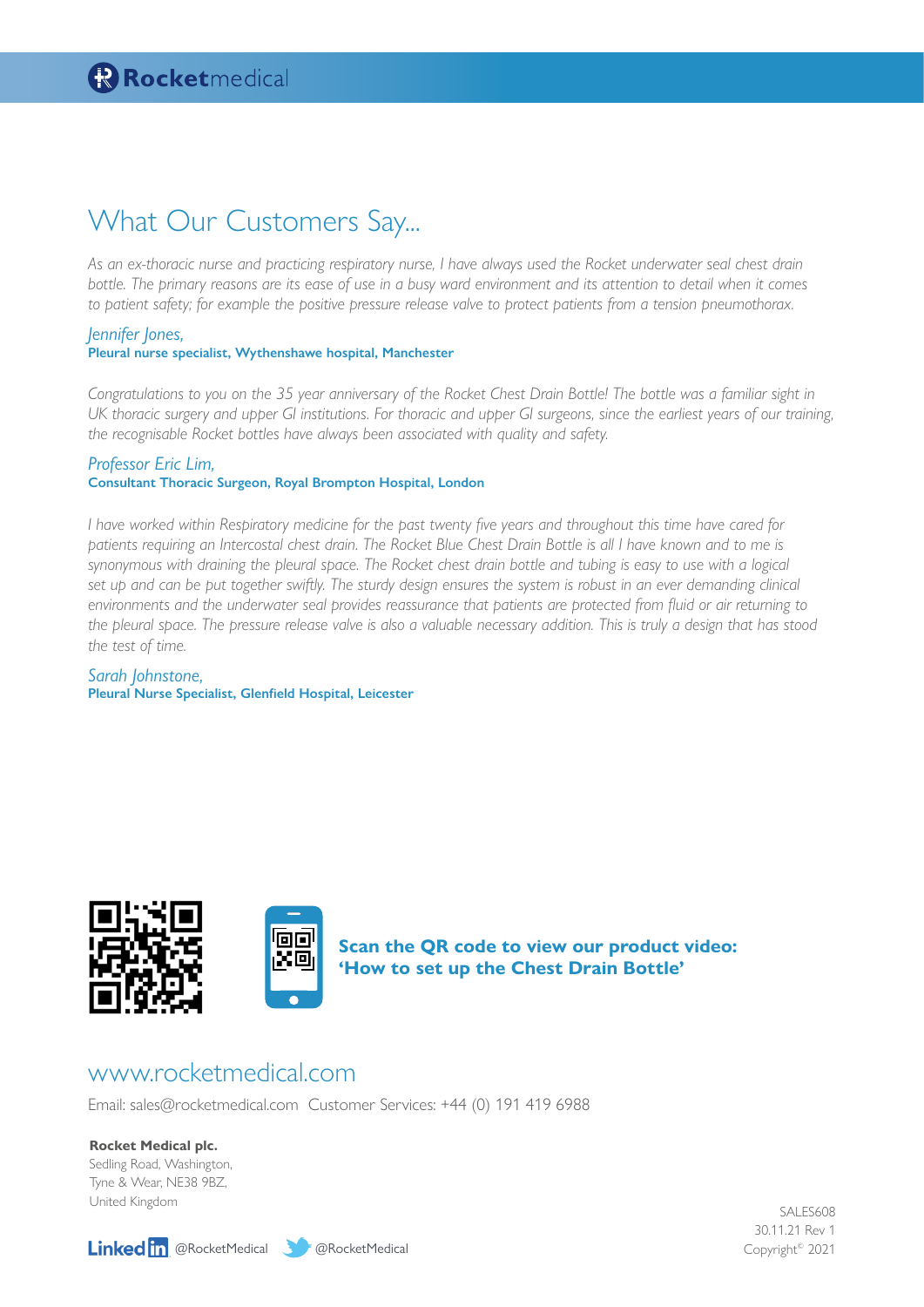# What Our Customers Say...

*As an ex-thoracic nurse and practicing respiratory nurse, I have always used the Rocket underwater seal chest drain bottle. The primary reasons are its ease of use in a busy ward environment and its attention to detail when it comes to patient safety; for example the positive pressure release valve to protect patients from a tension pneumothorax.*

*Jennifer Jones,*
**Pleural nurse specialist, Wythenshawe hospital, Manchester**

*Congratulations to you on the 35 year anniversary of the Rocket Chest Drain Bottle! The bottle was a familiar sight in UK thoracic surgery and upper GI institutions. For thoracic and upper GI surgeons, since the earliest years of our training, the recognisable Rocket bottles have always been associated with quality and safety.*

*Professor Eric Lim,*
**Consultant Thoracic Surgeon, Royal Brompton Hospital, London**

*I have worked within Respiratory medicine for the past twenty five years and throughout this time have cared for patients requiring an Intercostal chest drain. The Rocket Blue Chest Drain Bottle is all I have known and to me is synonymous with draining the pleural space. The Rocket chest drain bottle and tubing is easy to use with a logical set up and can be put together swiftly. The sturdy design ensures the system is robust in an ever demanding clinical environments and the underwater seal provides reassurance that patients are protected from fluid or air returning to the pleural space. The pressure release valve is also a valuable necessary addition. This is truly a design that has stood the test of time.*

*Sarah Johnstone,*
**Pleural Nurse Specialist, Glenfield Hospital, Leicester**

**Scan the QR code to view our product video: 'How to set up the Chest Drain Bottle'**

www.rocketmedical.com

Email: sales@rocketmedical.com Customer Services: +44 (0) 191 419 6988

**Rocket Medical plc.**
Sedling Road, Washington,
Tyne & Wear, NE38 9BZ,
United Kingdom

LinkedIn @RocketMedical Twitter @RocketMedical

SALES608
30.11.21 Rev 1
Copyright© 2021